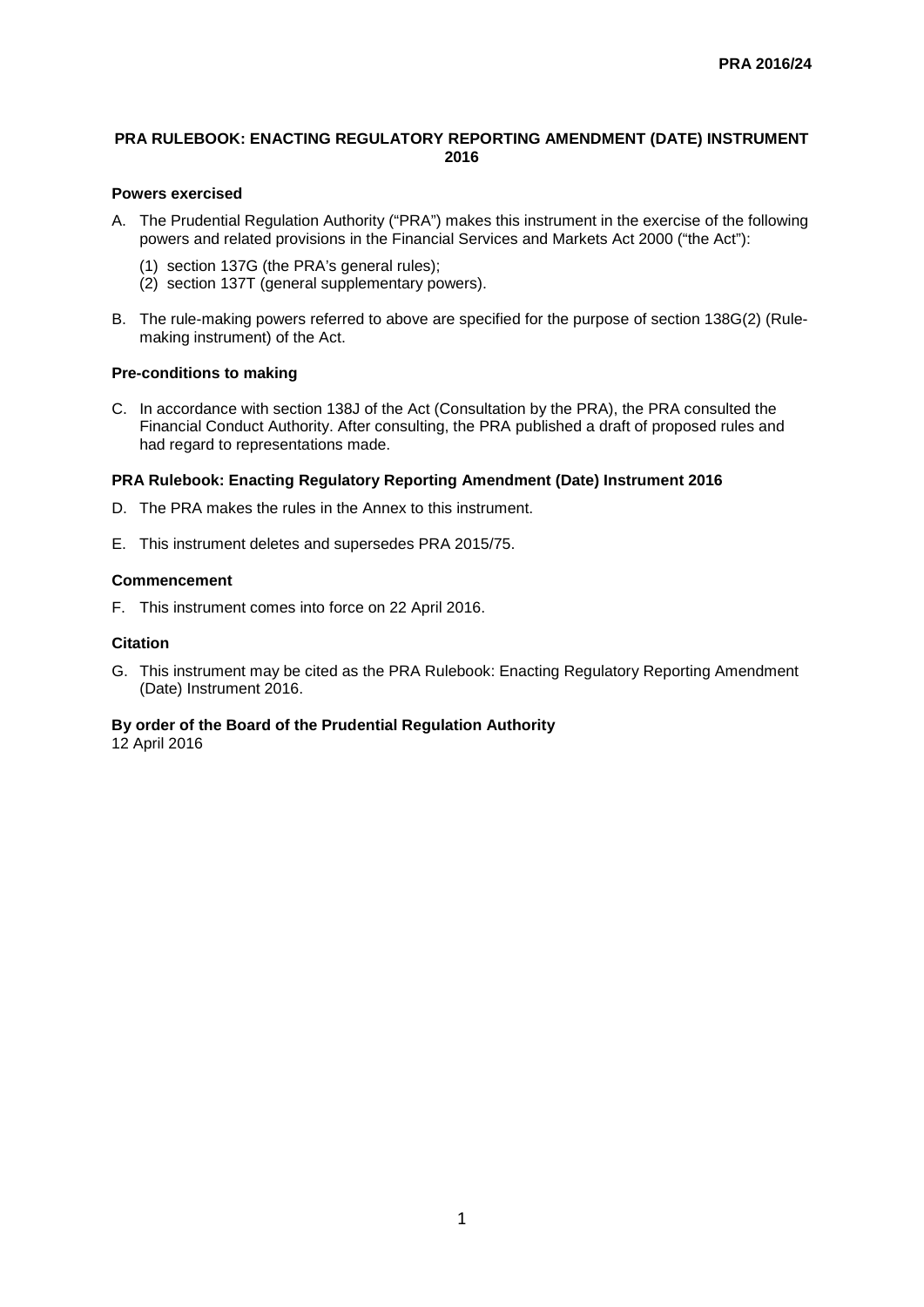PRA 2016/24

# PRA RULEBOOK: ENACTING REGULATORY REPORTING AMENDMENT (DATE) INSTRUMENT 2016

## Powers exercised

A. The Prudential Regulation Authority ("PRA") makes this instrument in the exercise of the following powers and related provisions in the Financial Services and Markets Act 2000 ("the Act"):

   (1) section 137G (the PRA's general rules);
   (2) section 137T (general supplementary powers).

B. The rule-making powers referred to above are specified for the purpose of section 138G(2) (Rule-making instrument) of the Act.

## Pre-conditions to making

C. In accordance with section 138J of the Act (Consultation by the PRA), the PRA consulted the Financial Conduct Authority. After consulting, the PRA published a draft of proposed rules and had regard to representations made.

## PRA Rulebook: Enacting Regulatory Reporting Amendment (Date) Instrument 2016

D. The PRA makes the rules in the Annex to this instrument.

E. This instrument deletes and supersedes PRA 2015/75.

## Commencement

F. This instrument comes into force on 22 April 2016.

## Citation

G. This instrument may be cited as the PRA Rulebook: Enacting Regulatory Reporting Amendment (Date) Instrument 2016.

**By order of the Board of the Prudential Regulation Authority**
12 April 2016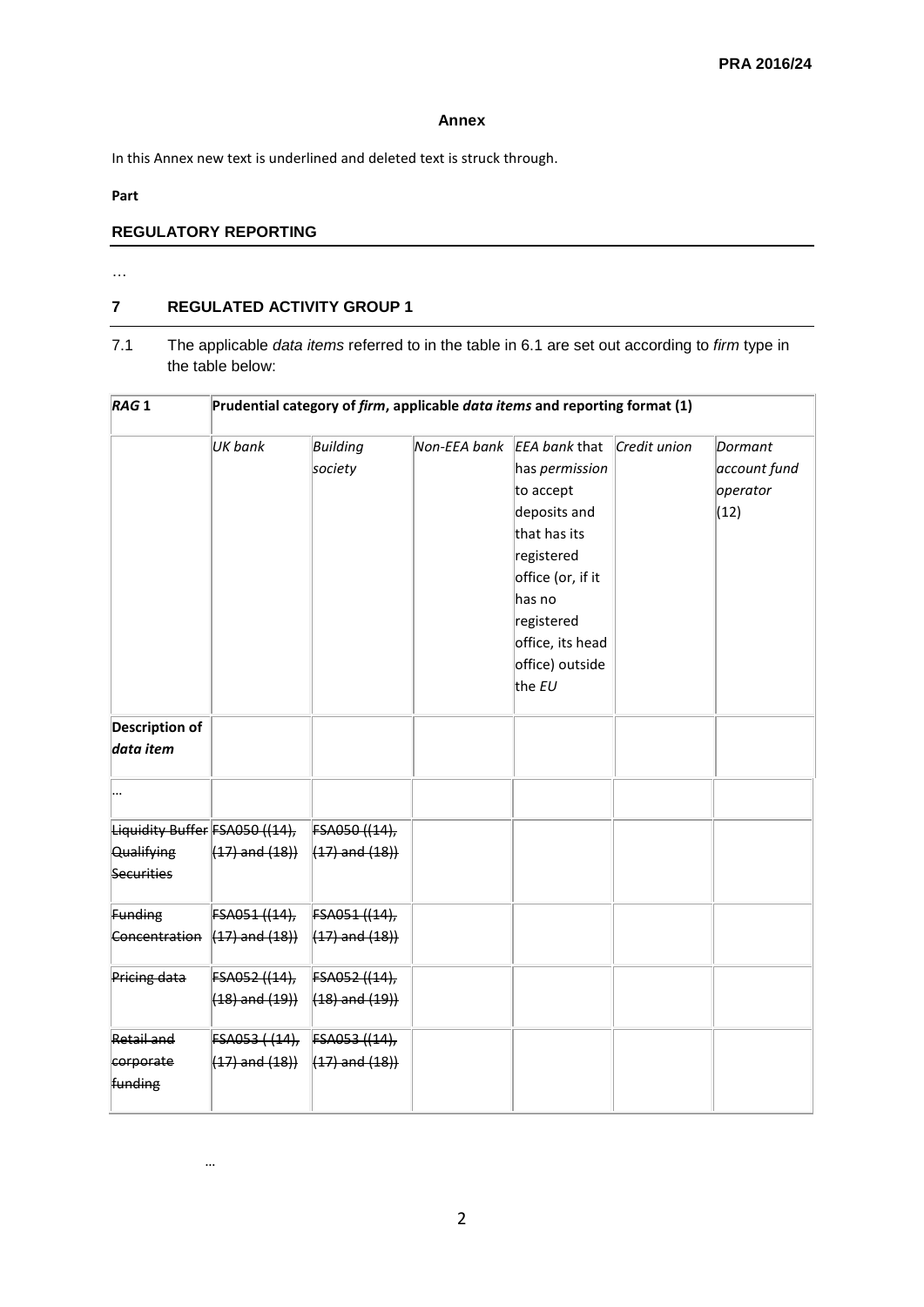**Annex**

In this Annex new text is underlined and deleted text is struck through.

**Part**

## REGULATORY REPORTING

…

## 7 REGULATED ACTIVITY GROUP 1

7.1 The applicable *data items* referred to in the table in 6.1 are set out according to *firm* type in the table below:

| ***RAG* 1** | **Prudential category of *firm*, applicable *data items* and reporting format (1)** | | | | | |
|---|---|---|---|---|---|---|
| | *UK bank* | *Building society* | *Non-EEA bank* | *EEA bank* that has *permission* to accept deposits and that has its registered office (or, if it has no registered office, its head office) outside the *EU* | *Credit union* | *Dormant account fund operator* (12) |
| **Description of *data item*** | | | | | | |
| … | | | | | | |
| ~~Liquidity Buffer Qualifying Securities~~ | ~~FSA050 ((14), (17) and (18))~~ | ~~FSA050 ((14), (17) and (18))~~ | | | | |
| ~~Funding Concentration~~ | ~~FSA051 ((14), (17) and (18))~~ | ~~FSA051 ((14), (17) and (18))~~ | | | | |
| ~~Pricing data~~ | ~~FSA052 ((14), (18) and (19))~~ | ~~FSA052 ((14), (18) and (19))~~ | | | | |
| ~~Retail and corporate funding~~ | ~~FSA053 ( (14), (17) and (18))~~ | ~~FSA053 ((14), (17) and (18))~~ | | | | |

…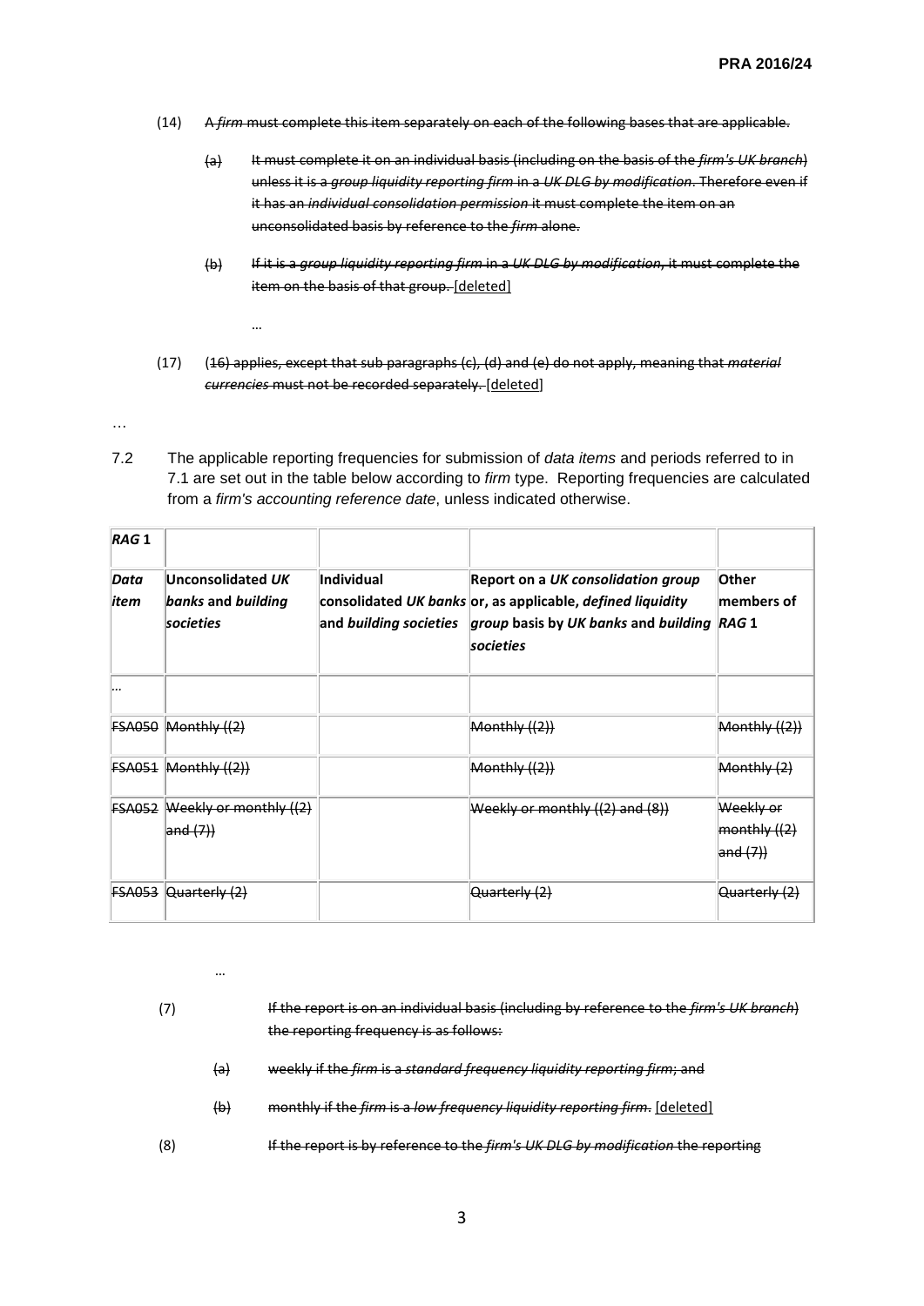(14) ~~A *firm* must complete this item separately on each of the following bases that are applicable.~~

(a) ~~It must complete it on an individual basis (including on the basis of the *firm's UK branch*) unless it is a *group liquidity reporting firm* in a *UK DLG by modification*. Therefore even if it has an *individual consolidation permission* it must complete the item on an unconsolidated basis by reference to the *firm* alone.~~

(b) ~~If it is a *group liquidity reporting firm* in a *UK DLG by modification*, it must complete the item on the basis of that group.~~ [deleted]

…

(17) ~~(16) applies, except that sub paragraphs (c), (d) and (e) do not apply, meaning that *material currencies* must not be recorded separately.~~ [deleted]

…

7.2 The applicable reporting frequencies for submission of *data items* and periods referred to in 7.1 are set out in the table below according to *firm* type. Reporting frequencies are calculated from a *firm's accounting reference date*, unless indicated otherwise.

| ***RAG* 1** | | | | |
|---|---|---|---|---|
| ***Data item*** | **Unconsolidated *UK banks* and *building societies*** | **Individual consolidated *UK banks* and *building societies*** | **Report on a *UK consolidation group* or, as applicable, *defined liquidity group* basis by *UK banks* and *building societies*** | **Other members of *RAG* 1** |
| … | | | | |
| ~~FSA050~~ | ~~Monthly ((2)~~ | | ~~Monthly ((2))~~ | ~~Monthly ((2))~~ |
| ~~FSA051~~ | ~~Monthly ((2))~~ | | ~~Monthly ((2))~~ | ~~Monthly (2)~~ |
| ~~FSA052~~ | ~~Weekly or monthly ((2) and (7))~~ | | ~~Weekly or monthly ((2) and (8))~~ | ~~Weekly or monthly ((2) and (7))~~ |
| ~~FSA053~~ | ~~Quarterly (2)~~ | | ~~Quarterly (2)~~ | ~~Quarterly (2)~~ |

…

(7) ~~If the report is on an individual basis (including by reference to the *firm's UK branch*) the reporting frequency is as follows:~~

(a) ~~weekly if the *firm* is a *standard frequency liquidity reporting firm*; and~~

(b) ~~monthly if the *firm* is a *low frequency liquidity reporting firm*.~~ [deleted]

(8) ~~If the report is by reference to the *firm's UK DLG by modification* the reporting~~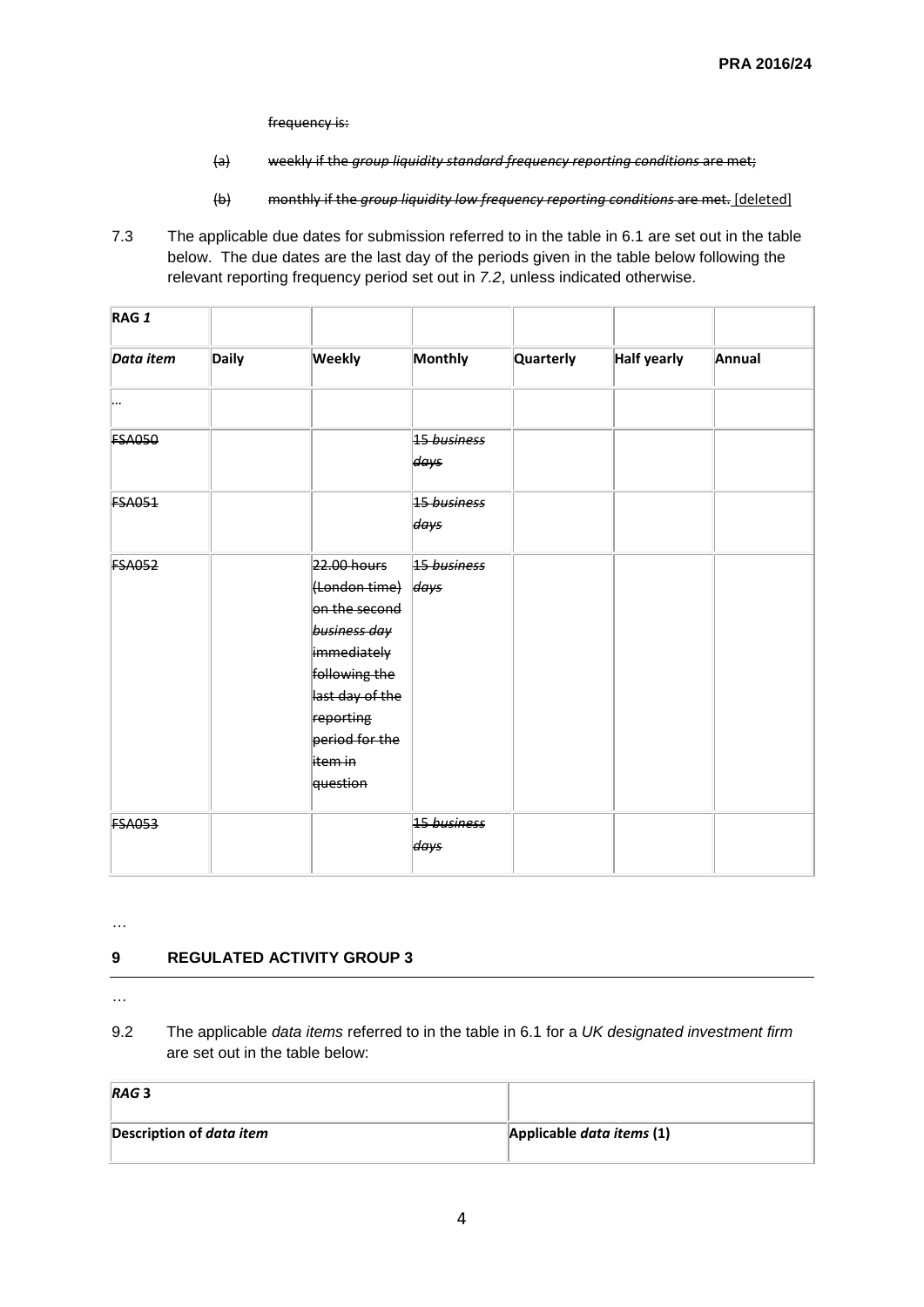~~frequency is:~~

~~(a) weekly if the *group liquidity standard frequency reporting conditions* are met;~~

~~(b) monthly if the *group liquidity low frequency reporting conditions* are met.~~ [deleted]

7.3 The applicable due dates for submission referred to in the table in 6.1 are set out in the table below. The due dates are the last day of the periods given in the table below following the relevant reporting frequency period set out in *7.2*, unless indicated otherwise.

| **RAG** ***1*** | | | | | | |
|---|---|---|---|---|---|---|
| ***Data item*** | **Daily** | **Weekly** | **Monthly** | **Quarterly** | **Half yearly** | **Annual** |
| … | | | | | | |
| ~~FSA050~~ | | | ~~15 *business days*~~ | | | |
| ~~FSA051~~ | | | ~~15 *business days*~~ | | | |
| ~~FSA052~~ | | ~~22.00 hours (London time) on the second *business day* immediately following the last day of the reporting period for the item in question~~ | ~~15 *business days*~~ | | | |
| ~~FSA053~~ | | | ~~15 *business days*~~ | | | |

…

## 9 REGULATED ACTIVITY GROUP 3

…

9.2 The applicable *data items* referred to in the table in 6.1 for a *UK designated investment firm* are set out in the table below:

| ***RAG*** **3** | |
|---|---|
| **Description of** ***data item*** | **Applicable** ***data items*** **(1)** |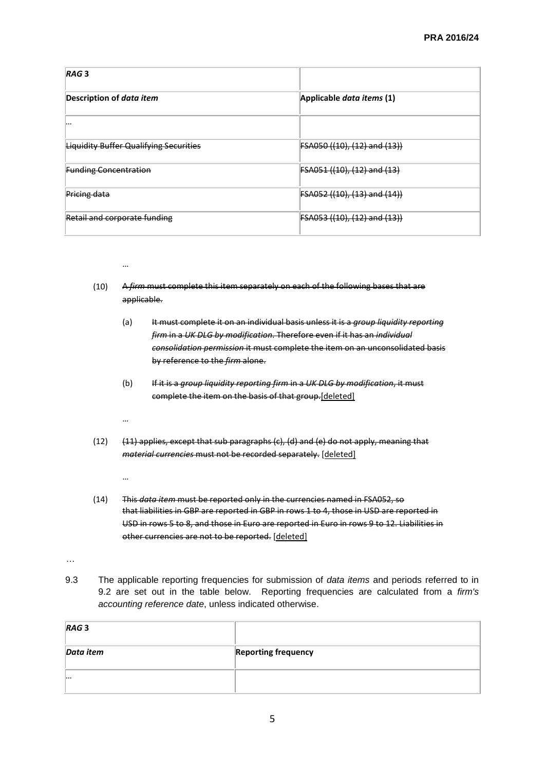| *RAG* 3 | |
|---|---|
| **Description of *data item*** | **Applicable *data items* (1)** |
| … | |
| ~~Liquidity Buffer Qualifying Securities~~ | ~~FSA050 ((10), (12) and (13))~~ |
| ~~Funding Concentration~~ | ~~FSA051 ((10), (12) and (13)~~ |
| ~~Pricing data~~ | ~~FSA052 ((10), (13) and (14))~~ |
| ~~Retail and corporate funding~~ | ~~FSA053 ((10), (12) and (13))~~ |

…

(10) ~~A *firm* must complete this item separately on each of the following bases that are applicable.~~

(a) ~~It must complete it on an individual basis unless it is a *group liquidity reporting firm* in a *UK DLG by modification*. Therefore even if it has an *individual consolidation permission* it must complete the item on an unconsolidated basis by reference to the *firm* alone.~~

(b) ~~If it is a *group liquidity reporting firm* in a *UK DLG by modification*, it must complete the item on the basis of that group.~~ <u>[deleted]</u>

…

(12) ~~(11) applies, except that sub paragraphs (c), (d) and (e) do not apply, meaning that *material currencies* must not be recorded separately.~~ <u>[deleted]</u>

…

(14) ~~This *data item* must be reported only in the currencies named in FSA052, so that liabilities in GBP are reported in GBP in rows 1 to 4, those in USD are reported in USD in rows 5 to 8, and those in Euro are reported in Euro in rows 9 to 12. Liabilities in other currencies are not to be reported.~~ <u>[deleted]</u>

…

9.3 The applicable reporting frequencies for submission of *data items* and periods referred to in 9.2 are set out in the table below. Reporting frequencies are calculated from a *firm's accounting reference date*, unless indicated otherwise.

| *RAG* 3 | |
|---|---|
| ***Data item*** | **Reporting frequency** |
| … | |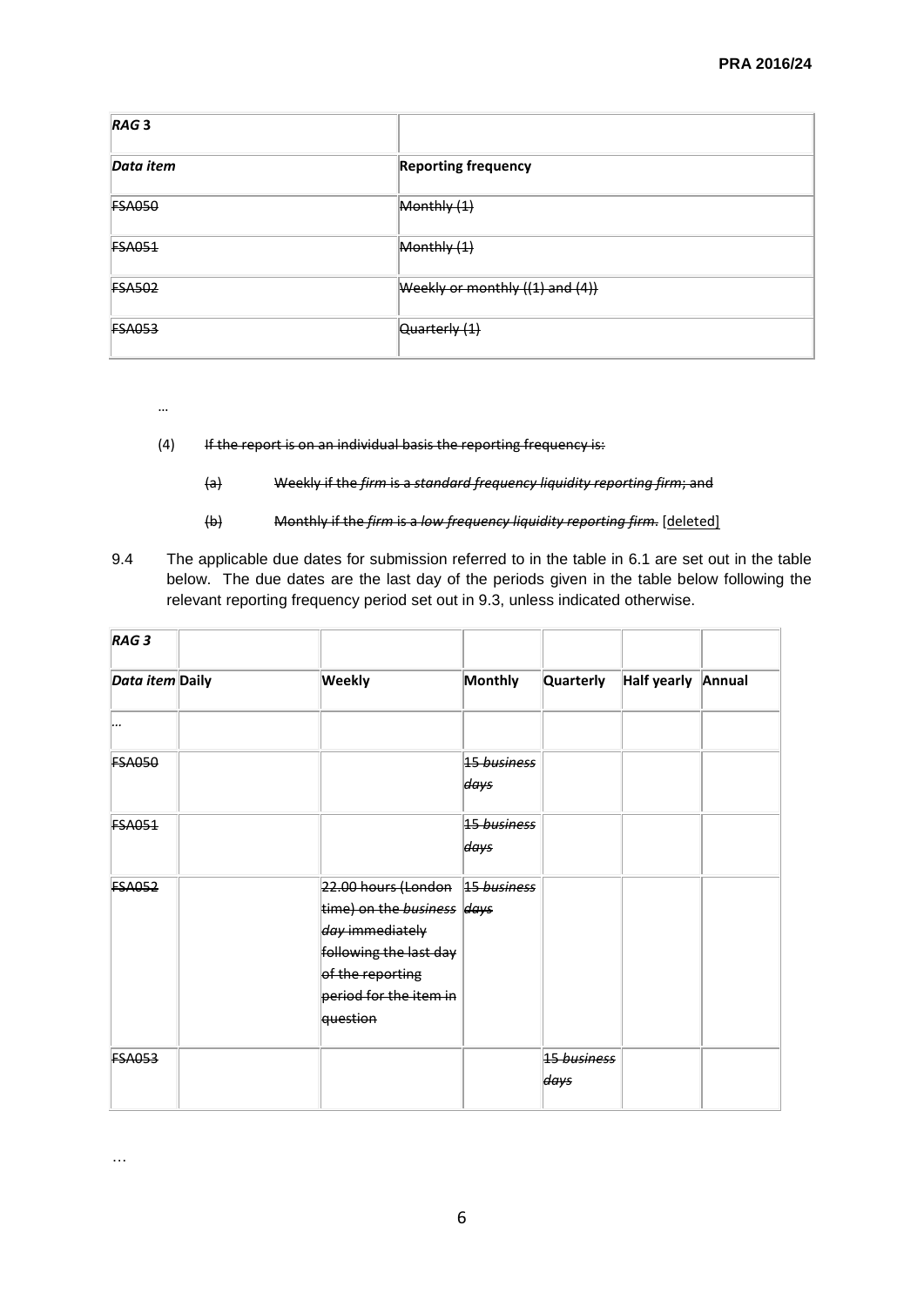| *RAG* 3 | |
|---|---|
| *Data item* | **Reporting frequency** |
| ~~FSA050~~ | ~~Monthly (1)~~ |
| ~~FSA051~~ | ~~Monthly (1)~~ |
| ~~FSA502~~ | ~~Weekly or monthly ((1) and (4))~~ |
| ~~FSA053~~ | ~~Quarterly (1)~~ |

…

(4) ~~If the report is on an individual basis the reporting frequency is:~~

~~(a) Weekly if the *firm* is a *standard frequency liquidity reporting firm*; and~~

~~(b) Monthly if the *firm* is a *low frequency liquidity reporting firm*.~~ <u>[deleted]</u>

9.4 The applicable due dates for submission referred to in the table in 6.1 are set out in the table below. The due dates are the last day of the periods given in the table below following the relevant reporting frequency period set out in 9.3, unless indicated otherwise.

| *RAG 3* | | | | | | |
|---|---|---|---|---|---|---|
| ***Data item*** | **Daily** | **Weekly** | **Monthly** | **Quarterly** | **Half yearly** | **Annual** |
| *…* | | | | | | |
| ~~FSA050~~ | | | ~~15 *business days*~~ | | | |
| ~~FSA051~~ | | | ~~15 *business days*~~ | | | |
| ~~FSA052~~ | | ~~22.00 hours (London time) on the *business day* immediately following the last day of the reporting period for the item in question~~ | ~~15 *business days*~~ | | | |
| ~~FSA053~~ | | | | ~~15 *business days*~~ | | |

…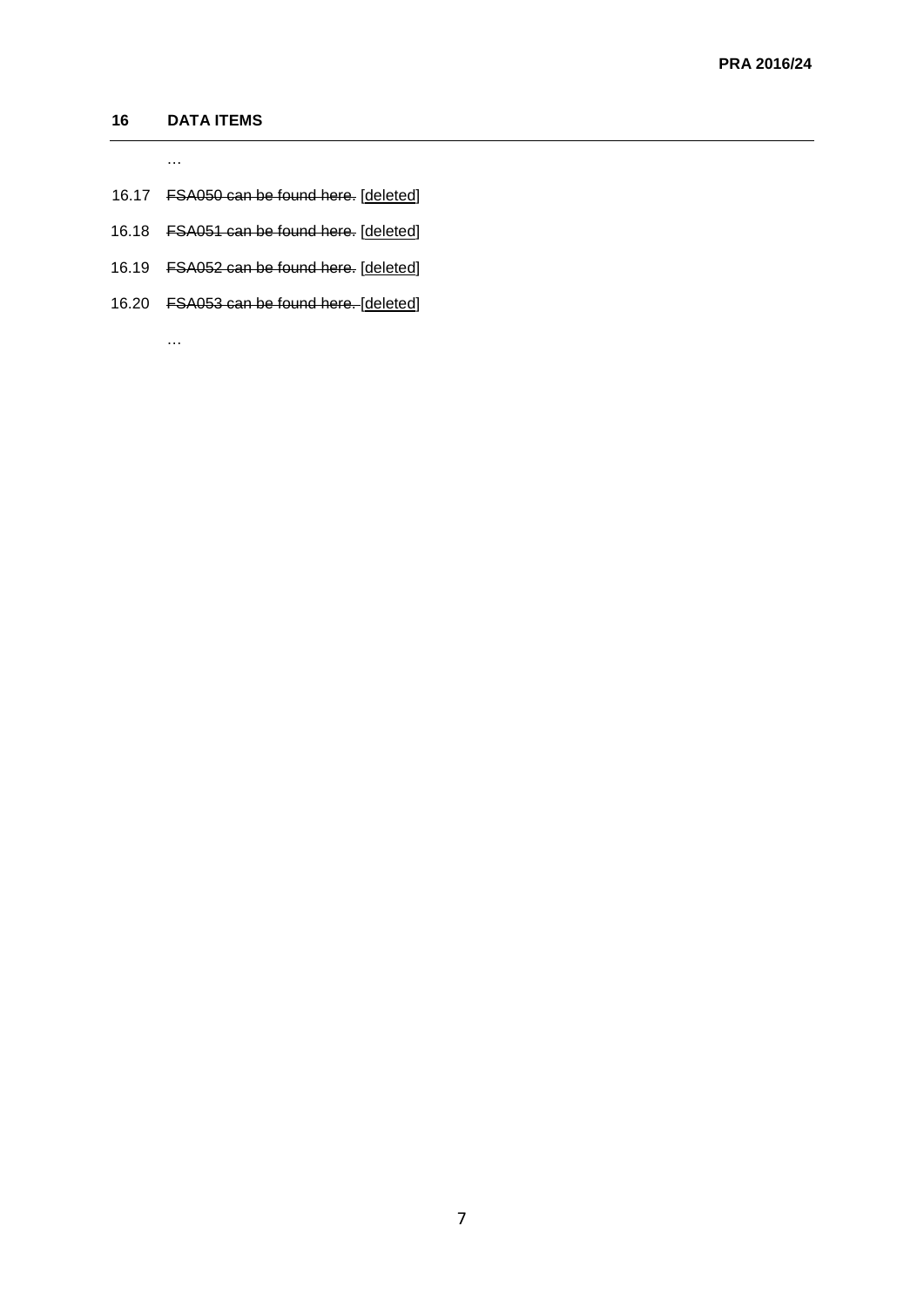## 16 DATA ITEMS

…

16.17 ~~FSA050 can be found here.~~ [<u>deleted</u>]

16.18 ~~FSA051 can be found here.~~ [<u>deleted</u>]

16.19 ~~FSA052 can be found here.~~ [<u>deleted</u>]

16.20 ~~FSA053 can be found here.~~ [<u>deleted</u>]

…